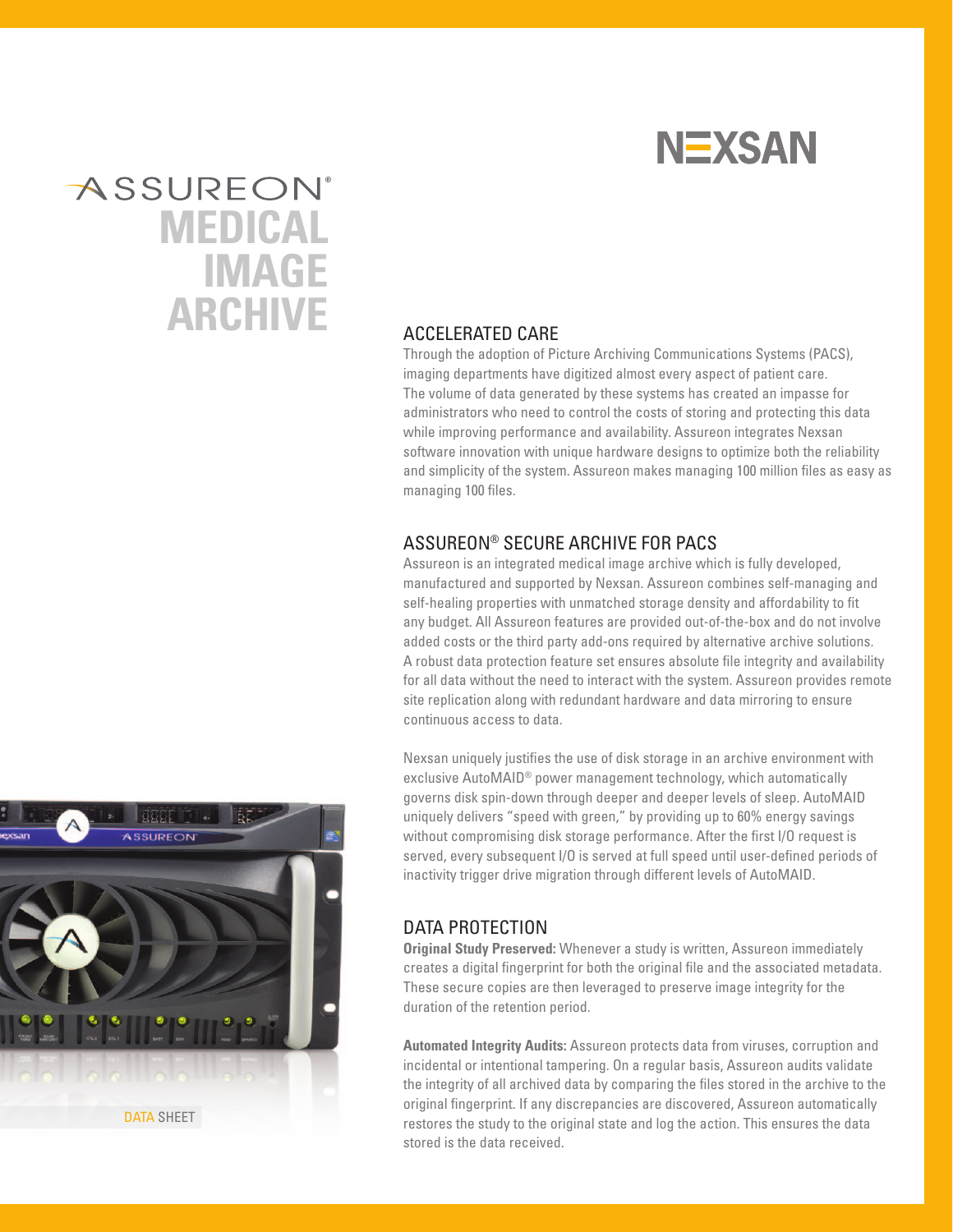NEXSAN

# ASSUREON® MEDICAL IMAGE ARCHIVE

DATA SHEET

## ACCELERATED CARE

Through the adoption of Picture Archiving Communications Systems (PACS), imaging departments have digitized almost every aspect of patient care. The volume of data generated by these systems has created an impasse for administrators who need to control the costs of storing and protecting this data while improving performance and availability. Assureon integrates Nexsan software innovation with unique hardware designs to optimize both the reliability and simplicity of the system. Assureon makes managing 100 million files as easy as managing 100 files.

## ASSUREON® SECURE ARCHIVE FOR PACS

Assureon is an integrated medical image archive which is fully developed, manufactured and supported by Nexsan. Assureon combines self-managing and self-healing properties with unmatched storage density and affordability to fit any budget. All Assureon features are provided out-of-the-box and do not involve added costs or the third party add-ons required by alternative archive solutions. A robust data protection feature set ensures absolute file integrity and availability for all data without the need to interact with the system. Assureon provides remote site replication along with redundant hardware and data mirroring to ensure continuous access to data.

Nexsan uniquely justifies the use of disk storage in an archive environment with exclusive AutoMAID® power management technology, which automatically governs disk spin-down through deeper and deeper levels of sleep. AutoMAID uniquely delivers "speed with green," by providing up to 60% energy savings without compromising disk storage performance. After the first I/O request is served, every subsequent I/O is served at full speed until user-defined periods of inactivity trigger drive migration through different levels of AutoMAID.

## DATA PROTECTION

**Original Study Preserved:** Whenever a study is written, Assureon immediately creates a digital fingerprint for both the original file and the associated metadata. These secure copies are then leveraged to preserve image integrity for the duration of the retention period.

**Automated Integrity Audits:** Assureon protects data from viruses, corruption and incidental or intentional tampering. On a regular basis, Assureon audits validate the integrity of all archived data by comparing the files stored in the archive to the original fingerprint. If any discrepancies are discovered, Assureon automatically restores the study to the original state and log the action. This ensures the data stored is the data received.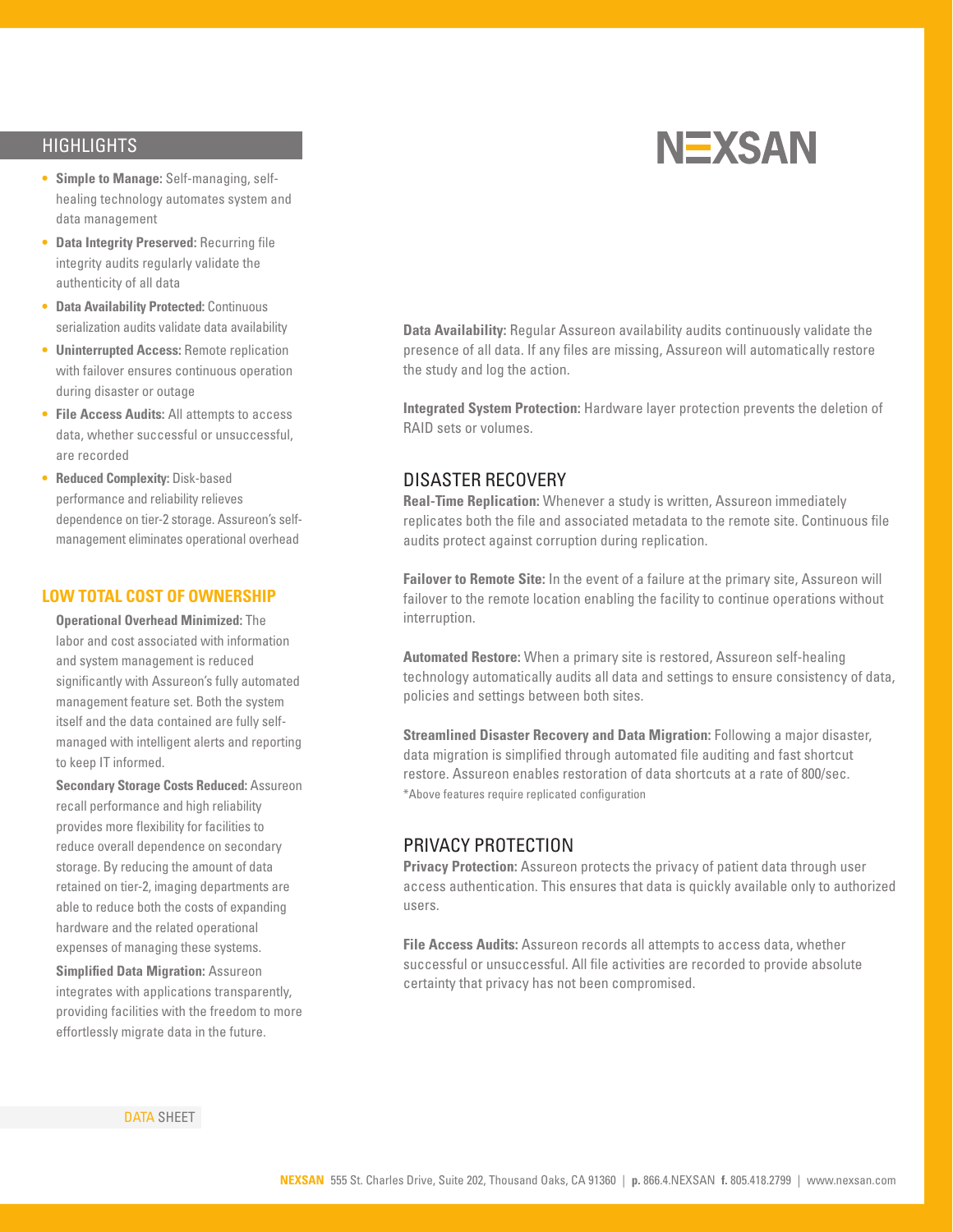# NEXSAN

## HIGHLIGHTS

- **Simple to Manage:** Self-managing, self-healing technology automates system and data management
- **Data Integrity Preserved:** Recurring file integrity audits regularly validate the authenticity of all data
- **Data Availability Protected:** Continuous serialization audits validate data availability
- **Uninterrupted Access:** Remote replication with failover ensures continuous operation during disaster or outage
- **File Access Audits:** All attempts to access data, whether successful or unsuccessful, are recorded
- **Reduced Complexity:** Disk-based performance and reliability relieves dependence on tier-2 storage. Assureon's self-management eliminates operational overhead

## LOW TOTAL COST OF OWNERSHIP

**Operational Overhead Minimized:** The labor and cost associated with information and system management is reduced significantly with Assureon's fully automated management feature set. Both the system itself and the data contained are fully self-managed with intelligent alerts and reporting to keep IT informed.

**Secondary Storage Costs Reduced:** Assureon recall performance and high reliability provides more flexibility for facilities to reduce overall dependence on secondary storage. By reducing the amount of data retained on tier-2, imaging departments are able to reduce both the costs of expanding hardware and the related operational expenses of managing these systems.

**Simplified Data Migration:** Assureon integrates with applications transparently, providing facilities with the freedom to more effortlessly migrate data in the future.

**Data Availability:** Regular Assureon availability audits continuously validate the presence of all data. If any files are missing, Assureon will automatically restore the study and log the action.

**Integrated System Protection:** Hardware layer protection prevents the deletion of RAID sets or volumes.

## DISASTER RECOVERY

**Real-Time Replication:** Whenever a study is written, Assureon immediately replicates both the file and associated metadata to the remote site. Continuous file audits protect against corruption during replication.

**Failover to Remote Site:** In the event of a failure at the primary site, Assureon will failover to the remote location enabling the facility to continue operations without interruption.

**Automated Restore:** When a primary site is restored, Assureon self-healing technology automatically audits all data and settings to ensure consistency of data, policies and settings between both sites.

**Streamlined Disaster Recovery and Data Migration:** Following a major disaster, data migration is simplified through automated file auditing and fast shortcut restore. Assureon enables restoration of data shortcuts at a rate of 800/sec.

*Above features require replicated configuration

## PRIVACY PROTECTION

**Privacy Protection:** Assureon protects the privacy of patient data through user access authentication. This ensures that data is quickly available only to authorized users.

**File Access Audits:** Assureon records all attempts to access data, whether successful or unsuccessful. All file activities are recorded to provide absolute certainty that privacy has not been compromised.

DATA SHEET

**NEXSAN** 555 St. Charles Drive, Suite 202, Thousand Oaks, CA 91360 | **p.** 866.4.NEXSAN **f.** 805.418.2799 | www.nexsan.com